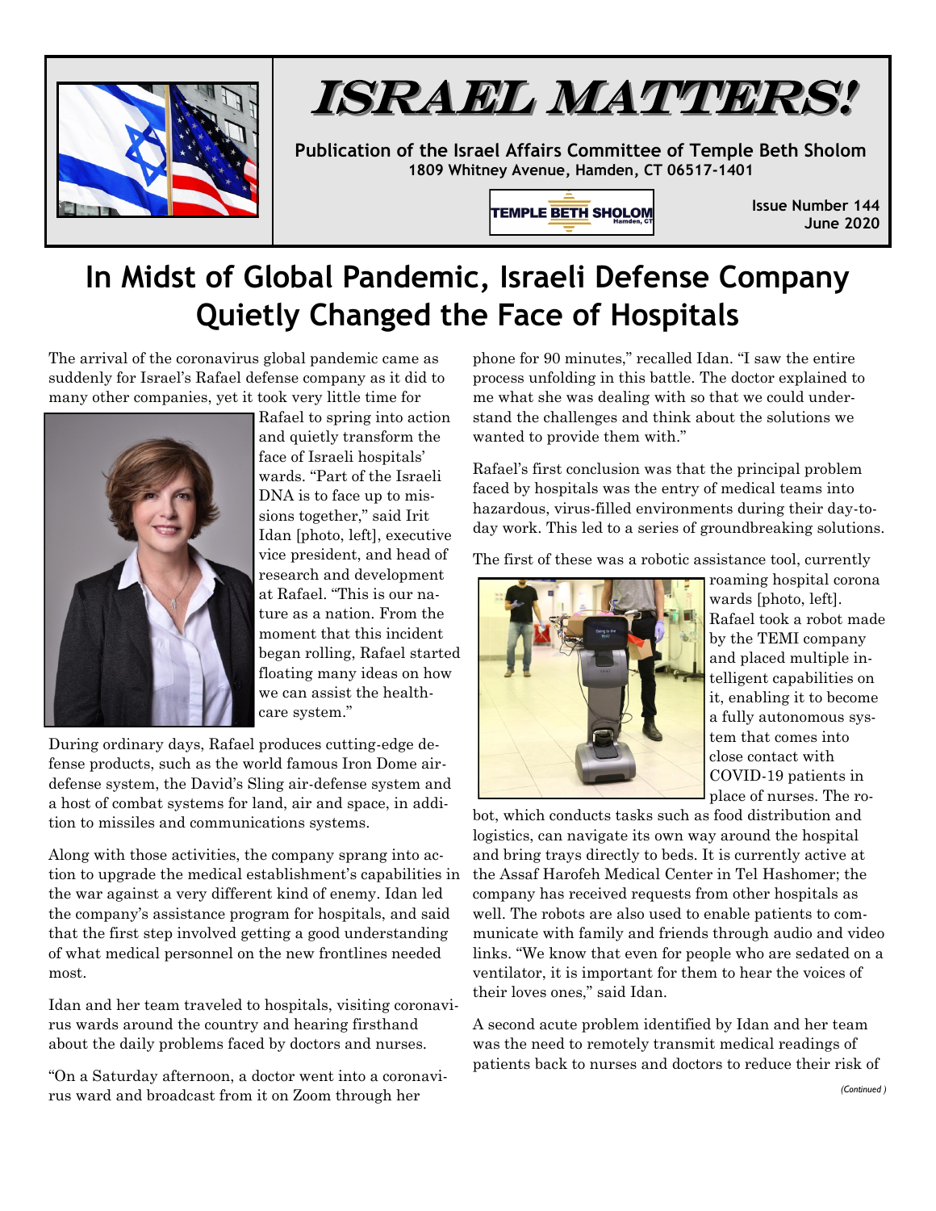# ISRAEL MATTERS!

**Publication of the Israel Affairs Committee of Temple Beth Sholom**
**1809 Whitney Avenue, Hamden, CT 06517-1401**

TEMPLE BETH SHOLOM Hamden, CT

**Issue Number 144**
**June 2020**

## In Midst of Global Pandemic, Israeli Defense Company Quietly Changed the Face of Hospitals

The arrival of the coronavirus global pandemic came as suddenly for Israel's Rafael defense company as it did to many other companies, yet it took very little time for Rafael to spring into action and quietly transform the face of Israeli hospitals' wards. "Part of the Israeli DNA is to face up to missions together," said Irit Idan [photo, left], executive vice president, and head of research and development at Rafael. "This is our nature as a nation. From the moment that this incident began rolling, Rafael started floating many ideas on how we can assist the healthcare system."

During ordinary days, Rafael produces cutting-edge defense products, such as the world famous Iron Dome air-defense system, the David's Sling air-defense system and a host of combat systems for land, air and space, in addition to missiles and communications systems.

Along with those activities, the company sprang into action to upgrade the medical establishment's capabilities in the war against a very different kind of enemy. Idan led the company's assistance program for hospitals, and said that the first step involved getting a good understanding of what medical personnel on the new frontlines needed most.

Idan and her team traveled to hospitals, visiting coronavirus wards around the country and hearing firsthand about the daily problems faced by doctors and nurses.

"On a Saturday afternoon, a doctor went into a coronavirus ward and broadcast from it on Zoom through her phone for 90 minutes," recalled Idan. "I saw the entire process unfolding in this battle. The doctor explained to me what she was dealing with so that we could understand the challenges and think about the solutions we wanted to provide them with."

Rafael's first conclusion was that the principal problem faced by hospitals was the entry of medical teams into hazardous, virus-filled environments during their day-to-day work. This led to a series of groundbreaking solutions.

The first of these was a robotic assistance tool, currently roaming hospital corona wards [photo, left]. Rafael took a robot made by the TEMI company and placed multiple intelligent capabilities on it, enabling it to become a fully autonomous system that comes into close contact with COVID-19 patients in place of nurses. The robot, which conducts tasks such as food distribution and logistics, can navigate its own way around the hospital and bring trays directly to beds. It is currently active at the Assaf Harofeh Medical Center in Tel Hashomer; the company has received requests from other hospitals as well. The robots are also used to enable patients to communicate with family and friends through audio and video links. "We know that even for people who are sedated on a ventilator, it is important for them to hear the voices of their loves ones," said Idan.

A second acute problem identified by Idan and her team was the need to remotely transmit medical readings of patients back to nurses and doctors to reduce their risk of

*(Continued )*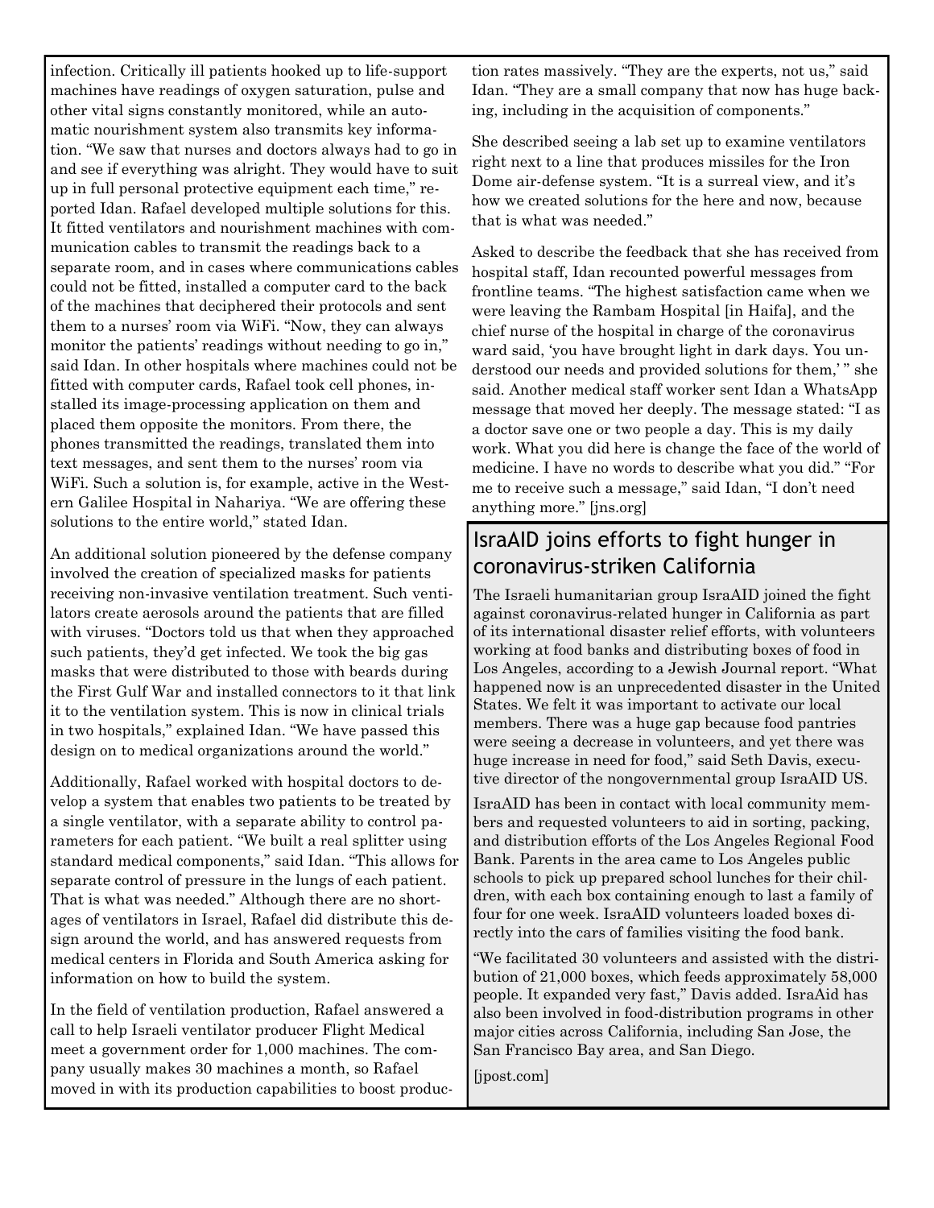infection. Critically ill patients hooked up to life-support machines have readings of oxygen saturation, pulse and other vital signs constantly monitored, while an automatic nourishment system also transmits key information. "We saw that nurses and doctors always had to go in and see if everything was alright. They would have to suit up in full personal protective equipment each time," reported Idan. Rafael developed multiple solutions for this. It fitted ventilators and nourishment machines with communication cables to transmit the readings back to a separate room, and in cases where communications cables could not be fitted, installed a computer card to the back of the machines that deciphered their protocols and sent them to a nurses' room via WiFi. "Now, they can always monitor the patients' readings without needing to go in," said Idan. In other hospitals where machines could not be fitted with computer cards, Rafael took cell phones, installed its image-processing application on them and placed them opposite the monitors. From there, the phones transmitted the readings, translated them into text messages, and sent them to the nurses' room via WiFi. Such a solution is, for example, active in the Western Galilee Hospital in Nahariya. "We are offering these solutions to the entire world," stated Idan.

An additional solution pioneered by the defense company involved the creation of specialized masks for patients receiving non-invasive ventilation treatment. Such ventilators create aerosols around the patients that are filled with viruses. "Doctors told us that when they approached such patients, they'd get infected. We took the big gas masks that were distributed to those with beards during the First Gulf War and installed connectors to it that link it to the ventilation system. This is now in clinical trials in two hospitals," explained Idan. "We have passed this design on to medical organizations around the world."

Additionally, Rafael worked with hospital doctors to develop a system that enables two patients to be treated by a single ventilator, with a separate ability to control parameters for each patient. "We built a real splitter using standard medical components," said Idan. "This allows for separate control of pressure in the lungs of each patient. That is what was needed." Although there are no shortages of ventilators in Israel, Rafael did distribute this design around the world, and has answered requests from medical centers in Florida and South America asking for information on how to build the system.

In the field of ventilation production, Rafael answered a call to help Israeli ventilator producer Flight Medical meet a government order for 1,000 machines. The company usually makes 30 machines a month, so Rafael moved in with its production capabilities to boost production rates massively. "They are the experts, not us," said Idan. "They are a small company that now has huge backing, including in the acquisition of components."

She described seeing a lab set up to examine ventilators right next to a line that produces missiles for the Iron Dome air-defense system. "It is a surreal view, and it's how we created solutions for the here and now, because that is what was needed."

Asked to describe the feedback that she has received from hospital staff, Idan recounted powerful messages from frontline teams. "The highest satisfaction came when we were leaving the Rambam Hospital [in Haifa], and the chief nurse of the hospital in charge of the coronavirus ward said, 'you have brought light in dark days. You understood our needs and provided solutions for them,' " she said. Another medical staff worker sent Idan a WhatsApp message that moved her deeply. The message stated: "I as a doctor save one or two people a day. This is my daily work. What you did here is change the face of the world of medicine. I have no words to describe what you did." "For me to receive such a message," said Idan, "I don't need anything more." [jns.org]

## IsraAID joins efforts to fight hunger in coronavirus-striken California

The Israeli humanitarian group IsraAID joined the fight against coronavirus-related hunger in California as part of its international disaster relief efforts, with volunteers working at food banks and distributing boxes of food in Los Angeles, according to a Jewish Journal report. "What happened now is an unprecedented disaster in the United States. We felt it was important to activate our local members. There was a huge gap because food pantries were seeing a decrease in volunteers, and yet there was huge increase in need for food," said Seth Davis, executive director of the nongovernmental group IsraAID US.

IsraAID has been in contact with local community members and requested volunteers to aid in sorting, packing, and distribution efforts of the Los Angeles Regional Food Bank. Parents in the area came to Los Angeles public schools to pick up prepared school lunches for their children, with each box containing enough to last a family of four for one week. IsraAID volunteers loaded boxes directly into the cars of families visiting the food bank.

"We facilitated 30 volunteers and assisted with the distribution of 21,000 boxes, which feeds approximately 58,000 people. It expanded very fast," Davis added. IsraAid has also been involved in food-distribution programs in other major cities across California, including San Jose, the San Francisco Bay area, and San Diego.

[jpost.com]